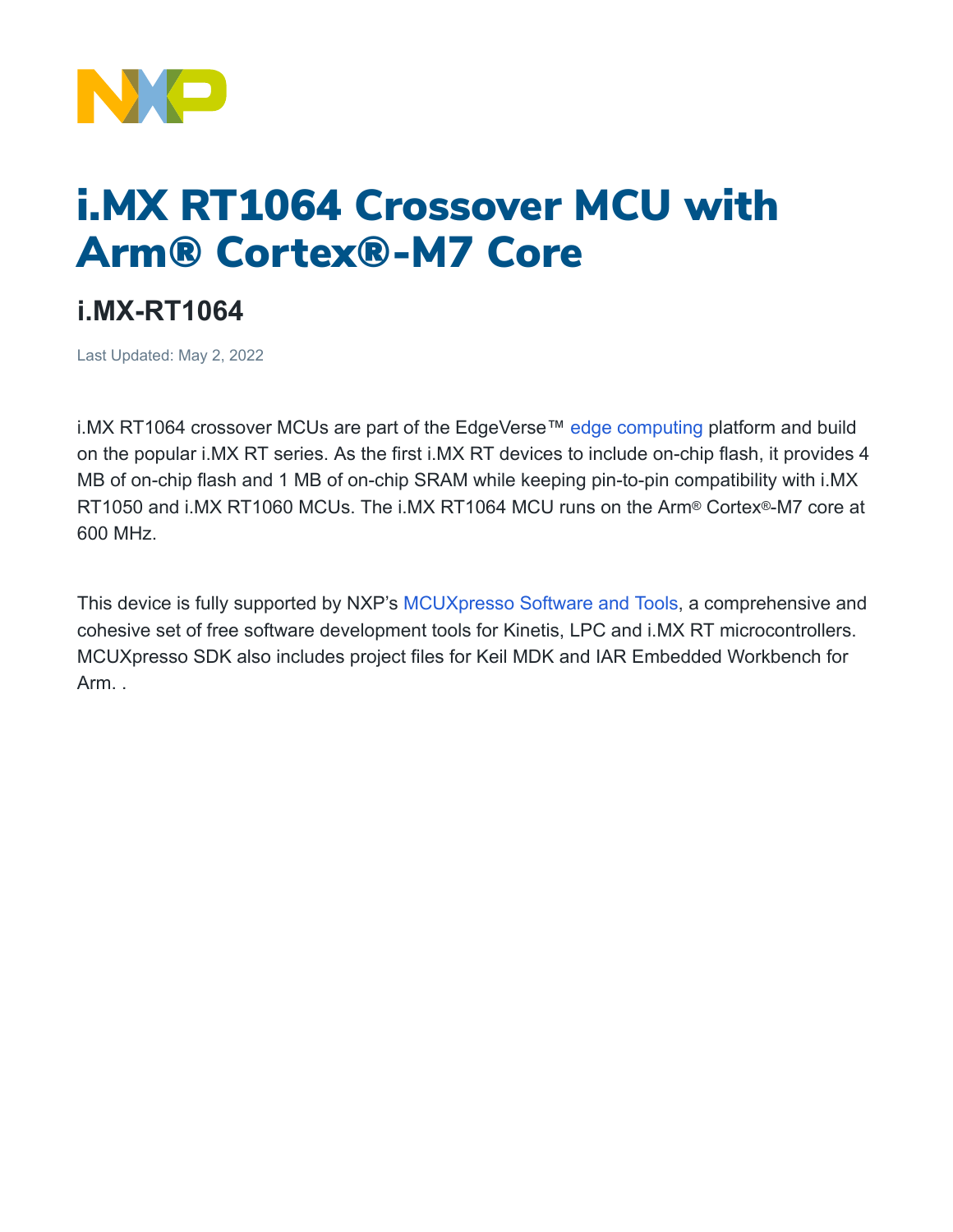# i.MX RT1064 Crossover MCU with Arm® Cortex®-M7 Core

## i.MX-RT1064

Last Updated: May 2, 2022

i.MX RT1064 crossover MCUs are part of the EdgeVerse™ edge computing platform and build on the popular i.MX RT series. As the first i.MX RT devices to include on-chip flash, it provides 4 MB of on-chip flash and 1 MB of on-chip SRAM while keeping pin-to-pin compatibility with i.MX RT1050 and i.MX RT1060 MCUs. The i.MX RT1064 MCU runs on the Arm® Cortex®-M7 core at 600 MHz.

This device is fully supported by NXP's MCUXpresso Software and Tools, a comprehensive and cohesive set of free software development tools for Kinetis, LPC and i.MX RT microcontrollers. MCUXpresso SDK also includes project files for Keil MDK and IAR Embedded Workbench for Arm. .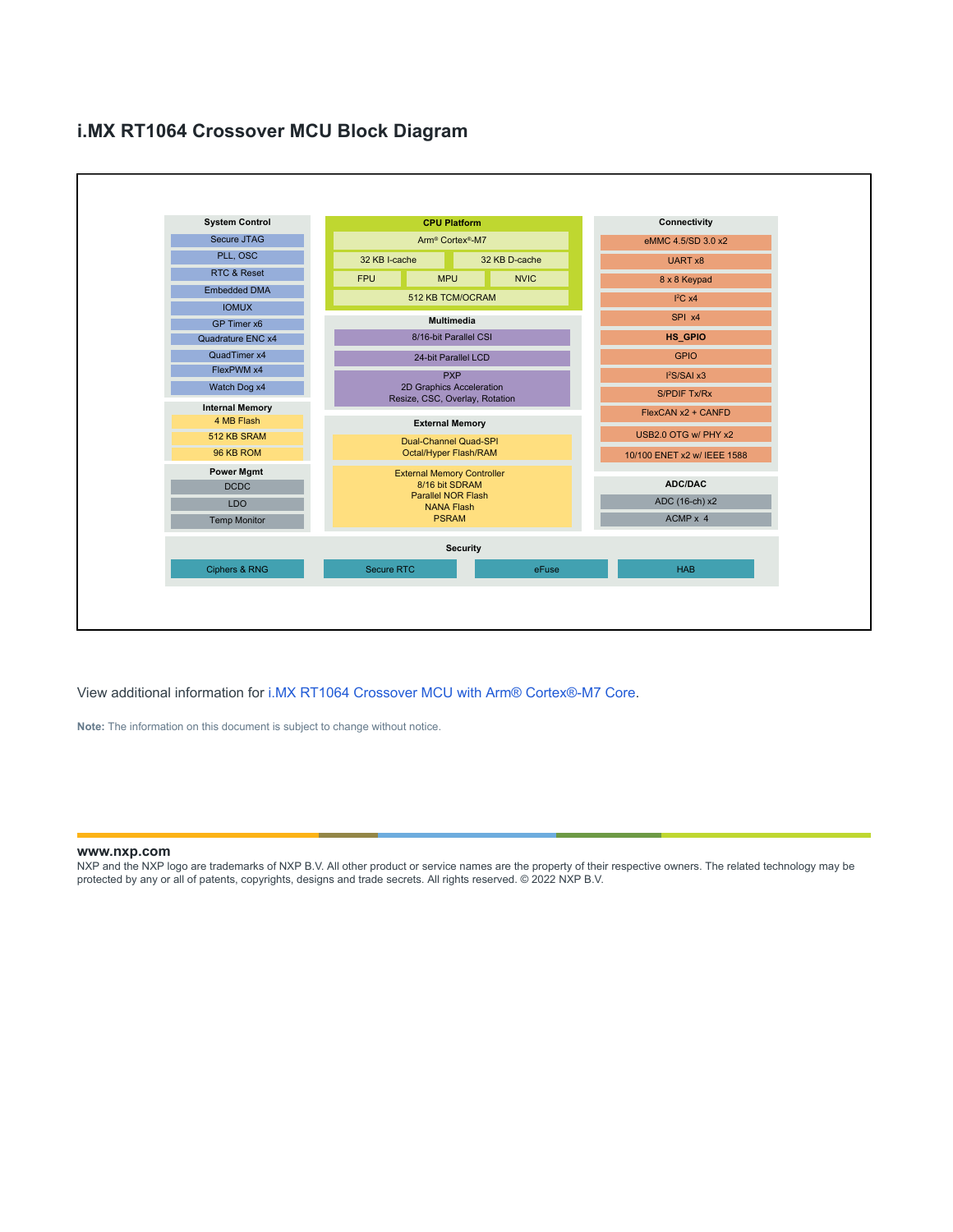## i.MX RT1064 Crossover MCU Block Diagram

**System Control**
Secure JTAG
PLL, OSC
RTC & Reset
Embedded DMA
IOMUX
GP Timer x6
Quadrature ENC x4
QuadTimer x4
FlexPWM x4
Watch Dog x4

**Internal Memory**
4 MB Flash
512 KB SRAM
96 KB ROM

**Power Mgmt**
DCDC
LDO
Temp Monitor

**CPU Platform**
Arm® Cortex®-M7
32 KB I-cache
32 KB D-cache
FPU
MPU
NVIC
512 KB TCM/OCRAM

**Multimedia**
8/16-bit Parallel CSI
24-bit Parallel LCD
PXP
2D Graphics Acceleration
Resize, CSC, Overlay, Rotation

**External Memory**
Dual-Channel Quad-SPI
Octal/Hyper Flash/RAM
External Memory Controller
8/16 bit SDRAM
Parallel NOR Flash
NANA Flash
PSRAM

**Connectivity**
eMMC 4.5/SD 3.0 x2
UART x8
8 x 8 Keypad
I²C x4
SPI x4
**HS_GPIO**
GPIO
I²S/SAI x3
S/PDIF Tx/Rx
FlexCAN x2 + CANFD
USB2.0 OTG w/ PHY x2
10/100 ENET x2 w/ IEEE 1588

**ADC/DAC**
ADC (16-ch) x2
ACMP x 4

**Security**
Ciphers & RNG
Secure RTC
eFuse
HAB

View additional information for i.MX RT1064 Crossover MCU with Arm® Cortex®-M7 Core.

**Note:** The information on this document is subject to change without notice.

**www.nxp.com**
NXP and the NXP logo are trademarks of NXP B.V. All other product or service names are the property of their respective owners. The related technology may be protected by any or all of patents, copyrights, designs and trade secrets. All rights reserved. © 2022 NXP B.V.